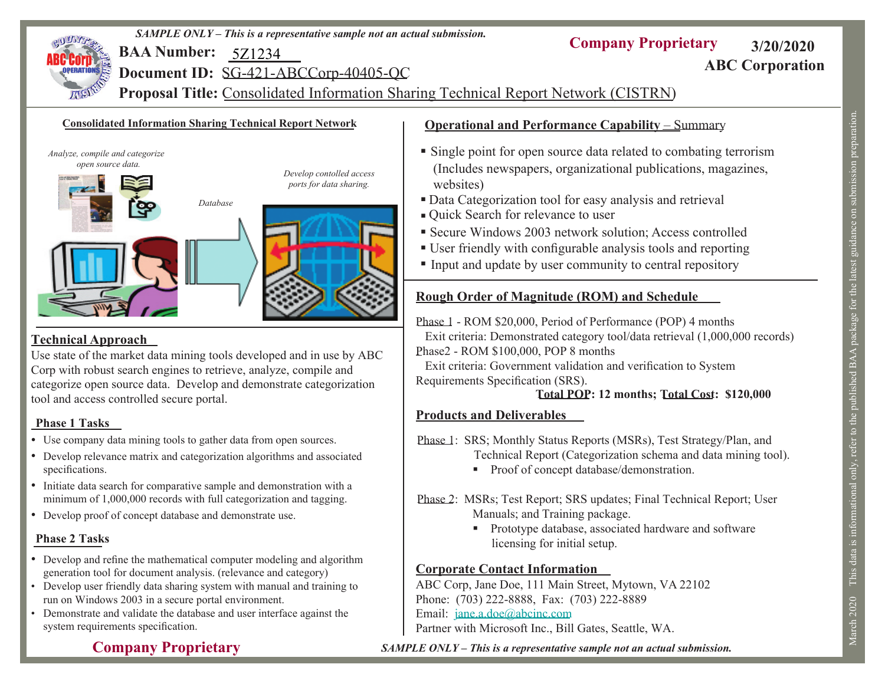*SAMPLE ONLY – This is a representative sample not an actual submission.*

**BAA Number:** 5Z1234

**Document ID:** SG-421-ABCCorp-40405-QC

**Proposal Title:** Consolidated Information Sharing Technical Report Network (CISTRN)

**Company Proprietary** **3/20/2020**

**ABC Corporation**

## Consolidated Information Sharing Technical Report Network

*Analyze, compile and categorize open source data.*

*Database*

*Develop contolled access ports for data sharing.*

## Technical Approach

Use state of the market data mining tools developed and in use by ABC Corp with robust search engines to retrieve, analyze, compile and categorize open source data. Develop and demonstrate categorization tool and access controlled secure portal.

### Phase 1 Tasks

- Use company data mining tools to gather data from open sources.
- Develop relevance matrix and categorization algorithms and associated specifications.
- Initiate data search for comparative sample and demonstration with a minimum of 1,000,000 records with full categorization and tagging.
- Develop proof of concept database and demonstrate use.

### Phase 2 Tasks

- Develop and refine the mathematical computer modeling and algorithm generation tool for document analysis. (relevance and category)
- Develop user friendly data sharing system with manual and training to run on Windows 2003 in a secure portal environment.
- Demonstrate and validate the database and user interface against the system requirements specification.

## Operational and Performance Capability – Summary

- Single point for open source data related to combating terrorism (Includes newspapers, organizational publications, magazines, websites)
- Data Categorization tool for easy analysis and retrieval
- Quick Search for relevance to user
- Secure Windows 2003 network solution; Access controlled
- User friendly with configurable analysis tools and reporting
- Input and update by user community to central repository

## Rough Order of Magnitude (ROM) and Schedule

Phase 1 - ROM $20,000, Period of Performance (POP) 4 months
  Exit criteria: Demonstrated category tool/data retrieval (1,000,000 records)
Phase2 - ROM $100,000, POP 8 months
  Exit criteria: Government validation and verification to System Requirements Specification (SRS).

**Total POP: 12 months; Total Cost: $120,000**

## Products and Deliverables

Phase 1: SRS; Monthly Status Reports (MSRs), Test Strategy/Plan, and Technical Report (Categorization schema and data mining tool).

- Proof of concept database/demonstration.

Phase 2: MSRs; Test Report; SRS updates; Final Technical Report; User Manuals; and Training package.

- Prototype database, associated hardware and software licensing for initial setup.

## Corporate Contact Information

ABC Corp, Jane Doe, 111 Main Street, Mytown, VA 22102
Phone: (703) 222-8888, Fax: (703) 222-8889
Email: jane.a.doe@abcinc.com
Partner with Microsoft Inc., Bill Gates, Seattle, WA.

**Company Proprietary**

*SAMPLE ONLY – This is a representative sample not an actual submission.*

March 2020 This data is informational only, refer to the published BAA package for the latest guidance on submission preparation.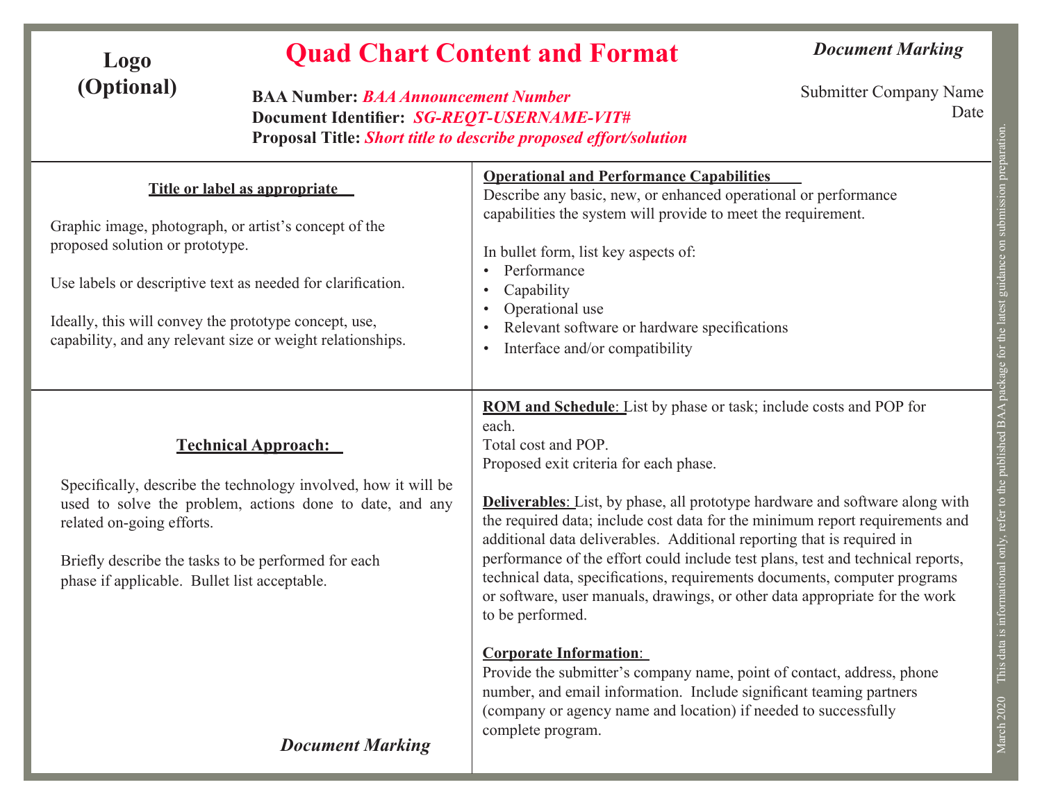Logo (Optional)

# Quad Chart Content and Format

*Document Marking*

**BAA Number:** ***BAA Announcement Number***
**Document Identifier:** ***SG-REQT-USERNAME-VIT#***
**Proposal Title:** ***Short title to describe proposed effort/solution***

Submitter Company Name
Date

**Title or label as appropriate**

Graphic image, photograph, or artist's concept of the proposed solution or prototype.

Use labels or descriptive text as needed for clarification.

Ideally, this will convey the prototype concept, use, capability, and any relevant size or weight relationships.

**Operational and Performance Capabilities**

Describe any basic, new, or enhanced operational or performance capabilities the system will provide to meet the requirement.

In bullet form, list key aspects of:

- Performance
- Capability
- Operational use
- Relevant software or hardware specifications
- Interface and/or compatibility

**Technical Approach:**

Specifically, describe the technology involved, how it will be used to solve the problem, actions done to date, and any related on-going efforts.

Briefly describe the tasks to be performed for each phase if applicable. Bullet list acceptable.

**ROM and Schedule**: List by phase or task; include costs and POP for each.
Total cost and POP.
Proposed exit criteria for each phase.

**Deliverables**: List, by phase, all prototype hardware and software along with the required data; include cost data for the minimum report requirements and additional data deliverables. Additional reporting that is required in performance of the effort could include test plans, test and technical reports, technical data, specifications, requirements documents, computer programs or software, user manuals, drawings, or other data appropriate for the work to be performed.

**Corporate Information**:
Provide the submitter's company name, point of contact, address, phone number, and email information. Include significant teaming partners (company or agency name and location) if needed to successfully complete program.

*Document Marking*

March 2020 This data is informational only, refer to the published BAA package for the latest guidance on submission preparation.